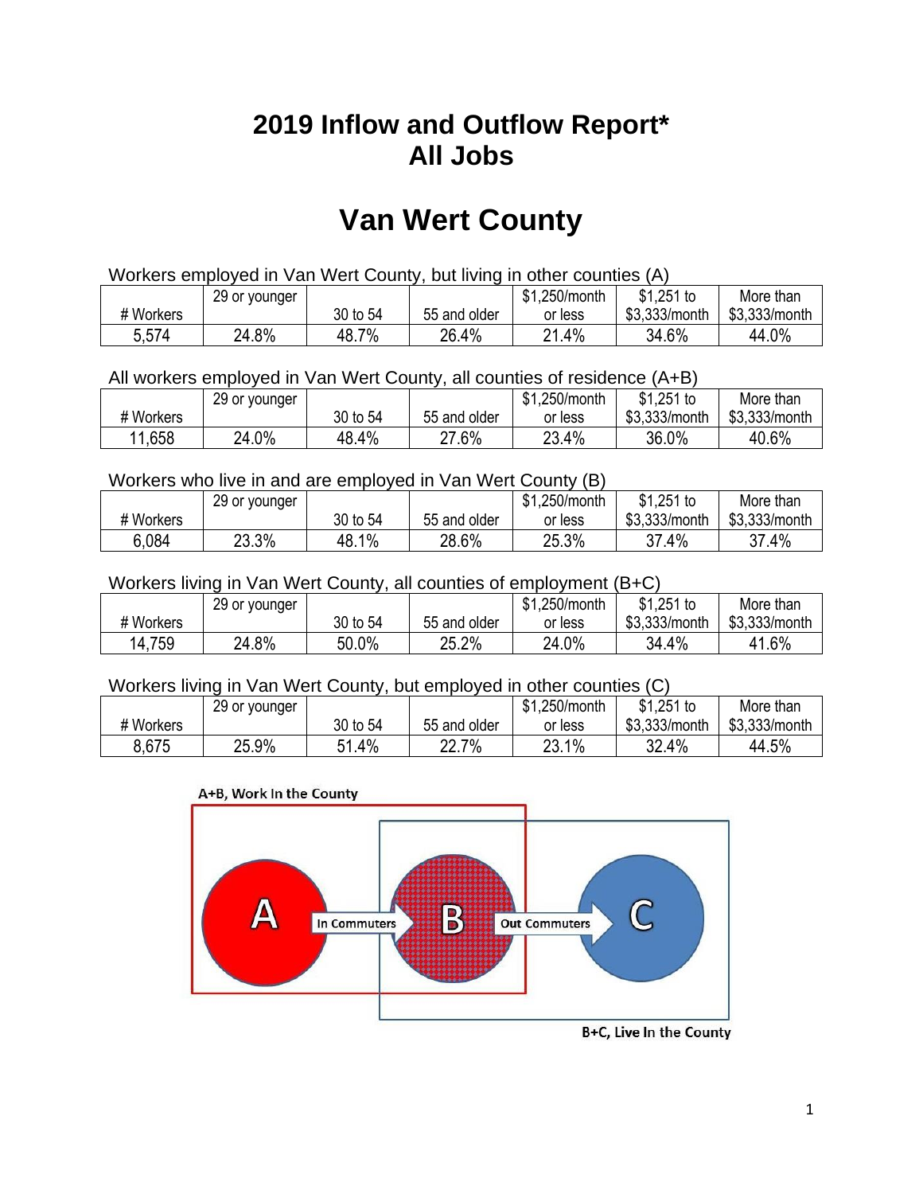# 2019 Inflow and Outflow Report*
# All Jobs

# Van Wert County

Workers employed in Van Wert County, but living in other counties (A)

| # Workers | 29 or younger | 30 to 54 | 55 and older | $1,250/month or less | $1,251 to $3,333/month | More than $3,333/month |
|---|---|---|---|---|---|---|
| 5,574 | 24.8% | 48.7% | 26.4% | 21.4% | 34.6% | 44.0% |

All workers employed in Van Wert County, all counties of residence (A+B)

| # Workers | 29 or younger | 30 to 54 | 55 and older | $1,250/month or less | $1,251 to $3,333/month | More than $3,333/month |
|---|---|---|---|---|---|---|
| 11,658 | 24.0% | 48.4% | 27.6% | 23.4% | 36.0% | 40.6% |

Workers who live in and are employed in Van Wert County (B)

| # Workers | 29 or younger | 30 to 54 | 55 and older | $1,250/month or less | $1,251 to $3,333/month | More than $3,333/month |
|---|---|---|---|---|---|---|
| 6,084 | 23.3% | 48.1% | 28.6% | 25.3% | 37.4% | 37.4% |

Workers living in Van Wert County, all counties of employment (B+C)

| # Workers | 29 or younger | 30 to 54 | 55 and older | $1,250/month or less | $1,251 to $3,333/month | More than $3,333/month |
|---|---|---|---|---|---|---|
| 14,759 | 24.8% | 50.0% | 25.2% | 24.0% | 34.4% | 41.6% |

Workers living in Van Wert County, but employed in other counties (C)

| # Workers | 29 or younger | 30 to 54 | 55 and older | $1,250/month or less | $1,251 to $3,333/month | More than $3,333/month |
|---|---|---|---|---|---|---|
| 8,675 | 25.9% | 51.4% | 22.7% | 23.1% | 32.4% | 44.5% |

A+B, Work In the County

A → In Commuters → B → Out Commuters → C

B+C, Live In the County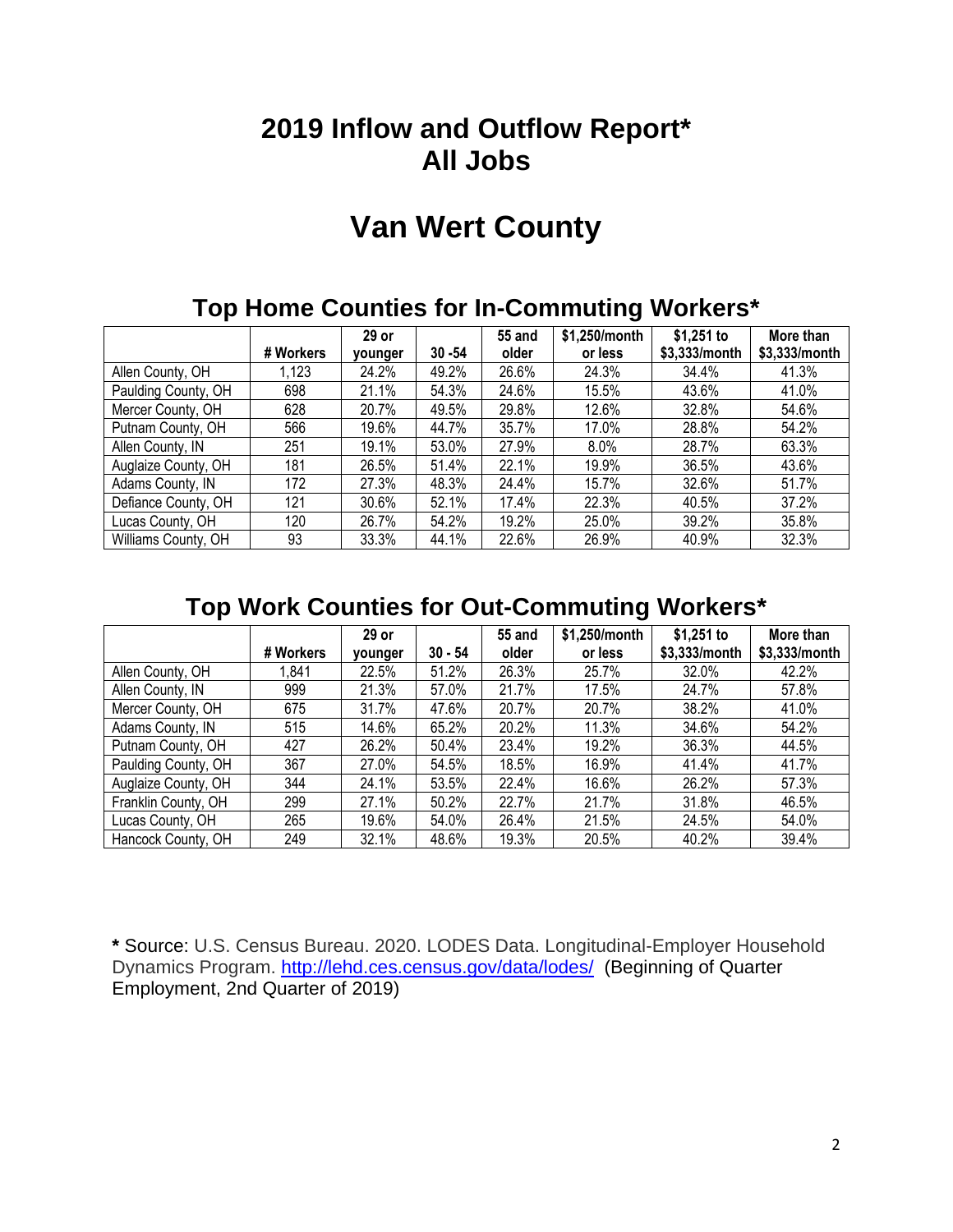# 2019 Inflow and Outflow Report*
# All Jobs

# Van Wert County

## Top Home Counties for In-Commuting Workers*

| | # Workers | 29 or younger | 30 -54 | 55 and older | $1,250/month or less | $1,251 to $3,333/month | More than $3,333/month |
|---|---|---|---|---|---|---|---|
| Allen County, OH | 1,123 | 24.2% | 49.2% | 26.6% | 24.3% | 34.4% | 41.3% |
| Paulding County, OH | 698 | 21.1% | 54.3% | 24.6% | 15.5% | 43.6% | 41.0% |
| Mercer County, OH | 628 | 20.7% | 49.5% | 29.8% | 12.6% | 32.8% | 54.6% |
| Putnam County, OH | 566 | 19.6% | 44.7% | 35.7% | 17.0% | 28.8% | 54.2% |
| Allen County, IN | 251 | 19.1% | 53.0% | 27.9% | 8.0% | 28.7% | 63.3% |
| Auglaize County, OH | 181 | 26.5% | 51.4% | 22.1% | 19.9% | 36.5% | 43.6% |
| Adams County, IN | 172 | 27.3% | 48.3% | 24.4% | 15.7% | 32.6% | 51.7% |
| Defiance County, OH | 121 | 30.6% | 52.1% | 17.4% | 22.3% | 40.5% | 37.2% |
| Lucas County, OH | 120 | 26.7% | 54.2% | 19.2% | 25.0% | 39.2% | 35.8% |
| Williams County, OH | 93 | 33.3% | 44.1% | 22.6% | 26.9% | 40.9% | 32.3% |

## Top Work Counties for Out-Commuting Workers*

| | # Workers | 29 or younger | 30 - 54 | 55 and older | $1,250/month or less | $1,251 to $3,333/month | More than $3,333/month |
|---|---|---|---|---|---|---|---|
| Allen County, OH | 1,841 | 22.5% | 51.2% | 26.3% | 25.7% | 32.0% | 42.2% |
| Allen County, IN | 999 | 21.3% | 57.0% | 21.7% | 17.5% | 24.7% | 57.8% |
| Mercer County, OH | 675 | 31.7% | 47.6% | 20.7% | 20.7% | 38.2% | 41.0% |
| Adams County, IN | 515 | 14.6% | 65.2% | 20.2% | 11.3% | 34.6% | 54.2% |
| Putnam County, OH | 427 | 26.2% | 50.4% | 23.4% | 19.2% | 36.3% | 44.5% |
| Paulding County, OH | 367 | 27.0% | 54.5% | 18.5% | 16.9% | 41.4% | 41.7% |
| Auglaize County, OH | 344 | 24.1% | 53.5% | 22.4% | 16.6% | 26.2% | 57.3% |
| Franklin County, OH | 299 | 27.1% | 50.2% | 22.7% | 21.7% | 31.8% | 46.5% |
| Lucas County, OH | 265 | 19.6% | 54.0% | 26.4% | 21.5% | 24.5% | 54.0% |
| Hancock County, OH | 249 | 32.1% | 48.6% | 19.3% | 20.5% | 40.2% | 39.4% |

* Source: U.S. Census Bureau. 2020. LODES Data. Longitudinal-Employer Household Dynamics Program. http://lehd.ces.census.gov/data/lodes/ (Beginning of Quarter Employment, 2nd Quarter of 2019)